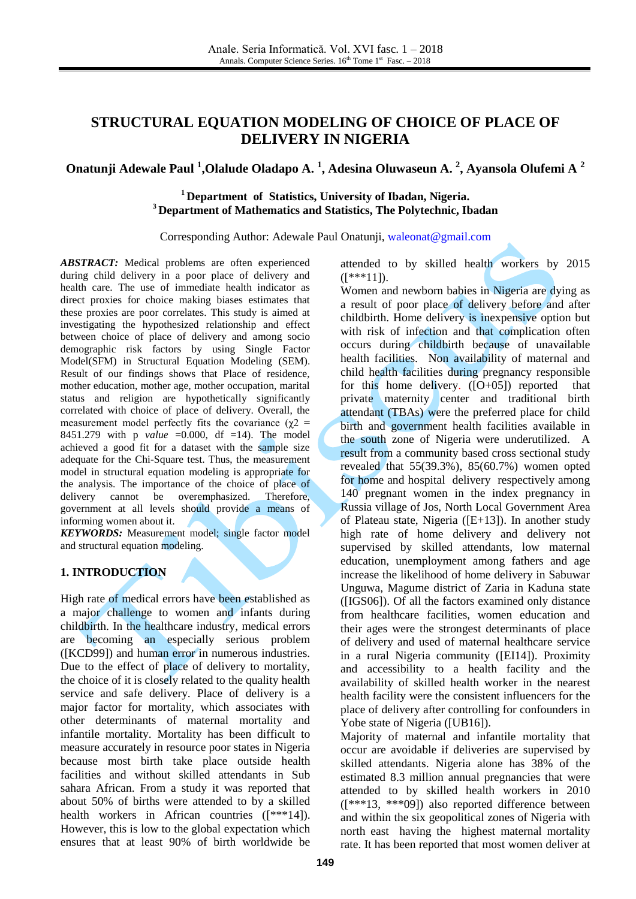# STRUCTURAL EQUATION MODELING OF CHOICE OF PLACE OF DELIVERY IN NIGERIA

**Onatunji Adewale Paul [1], Olalude Oladapo A. [1], Adesina Oluwaseun A. [2], Ayansola Olufemi A [2]**

**[1] Department of Statistics, University of Ibadan, Nigeria.**
**[3] Department of Mathematics and Statistics, The Polytechnic, Ibadan**

Corresponding Author: Adewale Paul Onatunji, waleonat@gmail.com

***ABSTRACT:*** Medical problems are often experienced during child delivery in a poor place of delivery and health care. The use of immediate health indicator as direct proxies for choice making biases estimates that these proxies are poor correlates. This study is aimed at investigating the hypothesized relationship and effect between choice of place of delivery and among socio demographic risk factors by using Single Factor Model(SFM) in Structural Equation Modeling (SEM). Result of our findings shows that Place of residence, mother education, mother age, mother occupation, marital status and religion are hypothetically significantly correlated with choice of place of delivery. Overall, the measurement model perfectly fits the covariance ($\chi2$ = 8451.279 with p *value* =0.000, df =14). The model achieved a good fit for a dataset with the sample size adequate for the Chi-Square test. Thus, the measurement model in structural equation modeling is appropriate for the analysis. The importance of the choice of place of delivery cannot be overemphasized. Therefore, government at all levels should provide a means of informing women about it.

***KEYWORDS:*** Measurement model; single factor model and structural equation modeling.

## 1. INTRODUCTION

High rate of medical errors have been established as a major challenge to women and infants during childbirth. In the healthcare industry, medical errors are becoming an especially serious problem ([KCD99]) and human error in numerous industries. Due to the effect of place of delivery to mortality, the choice of it is closely related to the quality health service and safe delivery. Place of delivery is a major factor for mortality, which associates with other determinants of maternal mortality and infantile mortality. Mortality has been difficult to measure accurately in resource poor states in Nigeria because most birth take place outside health facilities and without skilled attendants in Sub sahara African. From a study it was reported that about 50% of births were attended to by a skilled health workers in African countries ([***14]). However, this is low to the global expectation which ensures that at least 90% of birth worldwide be attended to by skilled health workers by 2015 ([***11]).

Women and newborn babies in Nigeria are dying as a result of poor place of delivery before and after childbirth. Home delivery is inexpensive option but with risk of infection and that complication often occurs during childbirth because of unavailable health facilities. Non availability of maternal and child health facilities during pregnancy responsible for this home delivery. ([O+05]) reported that private maternity center and traditional birth attendant (TBAs) were the preferred place for child birth and government health facilities available in the south zone of Nigeria were underutilized. A result from a community based cross sectional study revealed that 55(39.3%), 85(60.7%) women opted for home and hospital delivery respectively among 140 pregnant women in the index pregnancy in Russia village of Jos, North Local Government Area of Plateau state, Nigeria ([E+13]). In another study high rate of home delivery and delivery not supervised by skilled attendants, low maternal education, unemployment among fathers and age increase the likelihood of home delivery in Sabuwar Unguwa, Magume district of Zaria in Kaduna state ([IGS06]). Of all the factors examined only distance from healthcare facilities, women education and their ages were the strongest determinants of place of delivery and used of maternal healthcare service in a rural Nigeria community ([EI14]). Proximity and accessibility to a health facility and the availability of skilled health worker in the nearest health facility were the consistent influencers for the place of delivery after controlling for confounders in Yobe state of Nigeria ([UB16]).

Majority of maternal and infantile mortality that occur are avoidable if deliveries are supervised by skilled attendants. Nigeria alone has 38% of the estimated 8.3 million annual pregnancies that were attended to by skilled health workers in 2010 ([***13, ***09]) also reported difference between and within the six geopolitical zones of Nigeria with north east having the highest maternal mortality rate. It has been reported that most women deliver at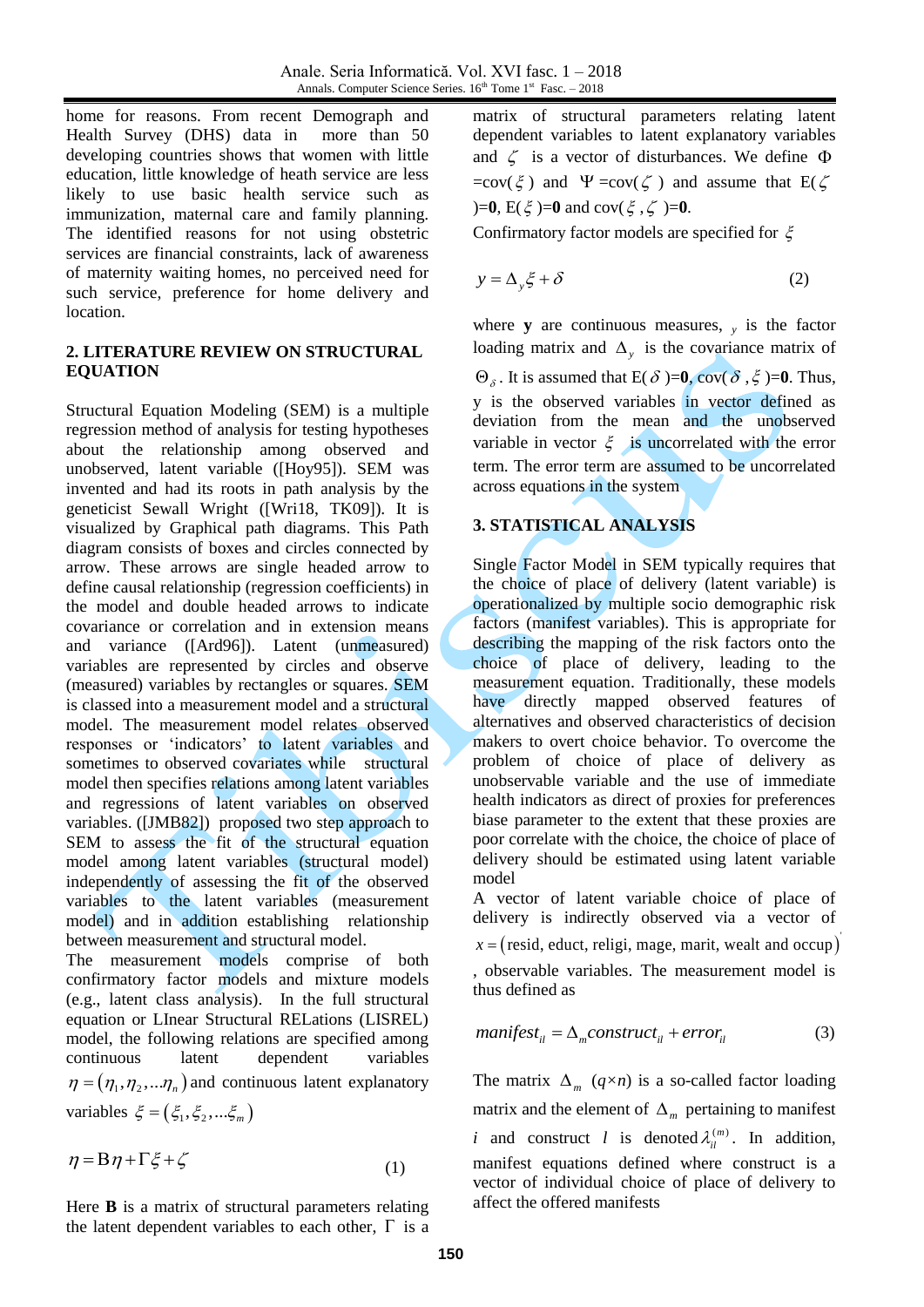home for reasons. From recent Demograph and Health Survey (DHS) data in more than 50 developing countries shows that women with little education, little knowledge of heath service are less likely to use basic health service such as immunization, maternal care and family planning. The identified reasons for not using obstetric services are financial constraints, lack of awareness of maternity waiting homes, no perceived need for such service, preference for home delivery and location.

## 2. LITERATURE REVIEW ON STRUCTURAL EQUATION

Structural Equation Modeling (SEM) is a multiple regression method of analysis for testing hypotheses about the relationship among observed and unobserved, latent variable ([Hoy95]). SEM was invented and had its roots in path analysis by the geneticist Sewall Wright ([Wri18, TK09]). It is visualized by Graphical path diagrams. This Path diagram consists of boxes and circles connected by arrow. These arrows are single headed arrow to define causal relationship (regression coefficients) in the model and double headed arrows to indicate covariance or correlation and in extension means and variance ([Ard96]). Latent (unmeasured) variables are represented by circles and observe (measured) variables by rectangles or squares. SEM is classed into a measurement model and a structural model. The measurement model relates observed responses or 'indicators' to latent variables and sometimes to observed covariates while structural model then specifies relations among latent variables and regressions of latent variables on observed variables. ([JMB82]) proposed two step approach to SEM to assess the fit of the structural equation model among latent variables (structural model) independently of assessing the fit of the observed variables to the latent variables (measurement model) and in addition establishing relationship between measurement and structural model.

The measurement models comprise of both confirmatory factor models and mixture models (e.g., latent class analysis). In the full structural equation or LInear Structural RELations (LISREL) model, the following relations are specified among continuous latent dependent variables $\eta = (\eta_1, \eta_2, \ldots \eta_n)$ and continuous latent explanatory variables $\xi = (\xi_1, \xi_2, \ldots \xi_m)$

$$\eta = \mathrm{B}\eta + \Gamma\xi + \zeta \tag{1}$$

Here **B** is a matrix of structural parameters relating the latent dependent variables to each other, $\Gamma$ is a matrix of structural parameters relating latent dependent variables to latent explanatory variables and $\zeta$ is a vector of disturbances. We define $\Phi$ =cov($\xi$) and $\Psi$ =cov($\zeta$) and assume that E($\zeta$)=**0**, E($\xi$)=**0** and cov($\xi$, $\zeta$)=**0**.

Confirmatory factor models are specified for $\xi$

$$y = \Delta_y \xi + \delta \tag{2}$$

where **y** are continuous measures, $_y$ is the factor loading matrix and $\Delta_y$ is the covariance matrix of $\Theta_\delta$. It is assumed that E($\delta$)=**0**, cov($\delta$, $\xi$)=**0**. Thus, y is the observed variables in vector defined as deviation from the mean and the unobserved variable in vector $\xi$ is uncorrelated with the error term. The error term are assumed to be uncorrelated across equations in the system

## 3. STATISTICAL ANALYSIS

Single Factor Model in SEM typically requires that the choice of place of delivery (latent variable) is operationalized by multiple socio demographic risk factors (manifest variables). This is appropriate for describing the mapping of the risk factors onto the choice of place of delivery, leading to the measurement equation. Traditionally, these models have directly mapped observed features of alternatives and observed characteristics of decision makers to overt choice behavior. To overcome the problem of choice of place of delivery as unobservable variable and the use of immediate health indicators as direct of proxies for preferences biase parameter to the extent that these proxies are poor correlate with the choice, the choice of place of delivery should be estimated using latent variable model

A vector of latent variable choice of place of delivery is indirectly observed via a vector of $x = (\text{resid, educt, religi, mage, marit, wealt and occup})$, observable variables. The measurement model is thus defined as

$$manifest_{il} = \Delta_m construct_{il} + error_{il} \tag{3}$$

The matrix $\Delta_m$ $(q \times n)$ is a so-called factor loading matrix and the element of $\Delta_m$ pertaining to manifest $i$ and construct $l$ is denoted $\lambda_{il}^{(m)}$. In addition, manifest equations defined where construct is a vector of individual choice of place of delivery to affect the offered manifests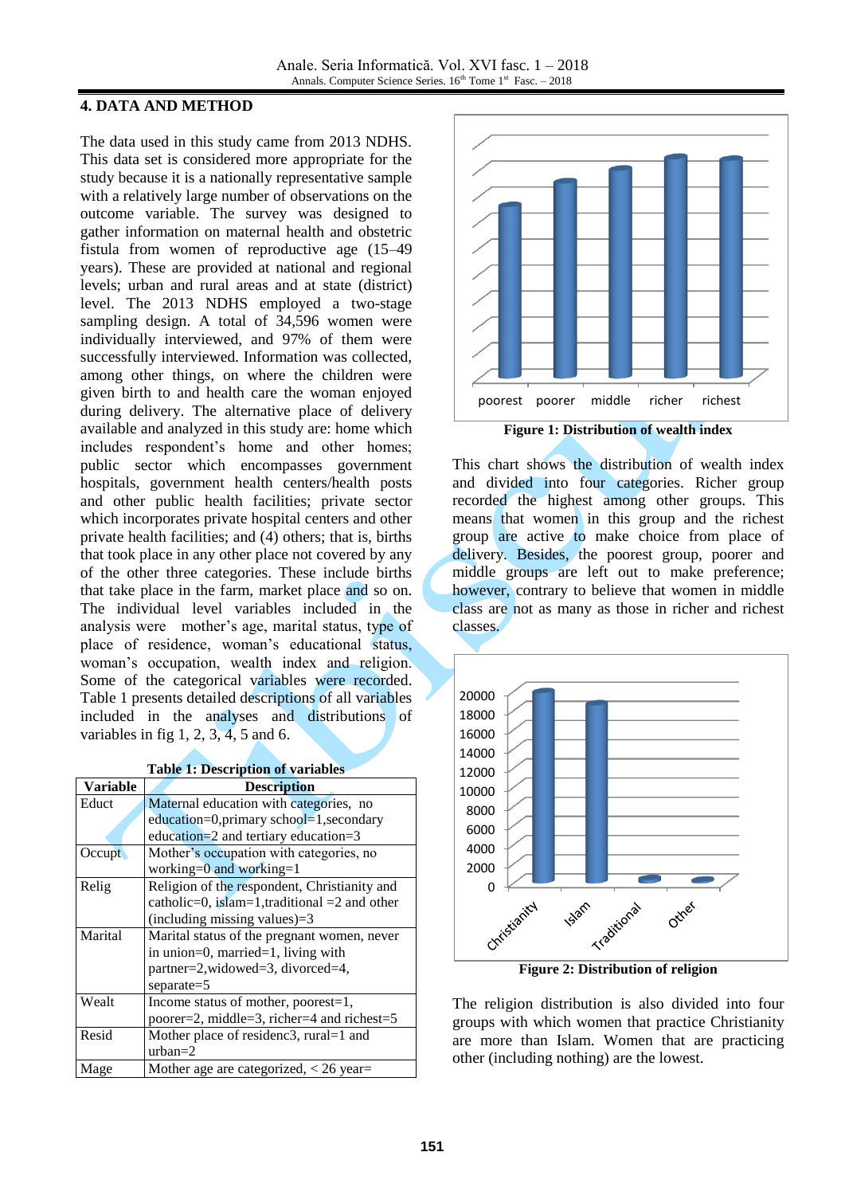## 4. DATA AND METHOD

The data used in this study came from 2013 NDHS. This data set is considered more appropriate for the study because it is a nationally representative sample with a relatively large number of observations on the outcome variable. The survey was designed to gather information on maternal health and obstetric fistula from women of reproductive age (15–49 years). These are provided at national and regional levels; urban and rural areas and at state (district) level. The 2013 NDHS employed a two-stage sampling design. A total of 34,596 women were individually interviewed, and 97% of them were successfully interviewed. Information was collected, among other things, on where the children were given birth to and health care the woman enjoyed during delivery. The alternative place of delivery available and analyzed in this study are: home which includes respondent's home and other homes; public sector which encompasses government hospitals, government health centers/health posts and other public health facilities; private sector which incorporates private hospital centers and other private health facilities; and (4) others; that is, births that took place in any other place not covered by any of the other three categories. These include births that take place in the farm, market place and so on. The individual level variables included in the analysis were mother's age, marital status, type of place of residence, woman's educational status, woman's occupation, wealth index and religion. Some of the categorical variables were recorded. Table 1 presents detailed descriptions of all variables included in the analyses and distributions of variables in fig 1, 2, 3, 4, 5 and 6.

**Table 1: Description of variables**

| Variable | Description |
|---|---|
| Educt | Maternal education with categories, no education=0,primary school=1,secondary education=2 and tertiary education=3 |
| Occupt | Mother's occupation with categories, no working=0 and working=1 |
| Relig | Religion of the respondent, Christianity and catholic=0, islam=1,traditional =2 and other (including missing values)=3 |
| Marital | Marital status of the pregnant women, never in union=0, married=1, living with partner=2,widowed=3, divorced=4, separate=5 |
| Wealt | Income status of mother, poorest=1, poorer=2, middle=3, richer=4 and richest=5 |
| Resid | Mother place of residenc3, rural=1 and urban=2 |
| Mage | Mother age are categorized, < 26 year= |

**Figure 1: Distribution of wealth index**

This chart shows the distribution of wealth index and divided into four categories. Richer group recorded the highest among other groups. This means that women in this group and the richest group are active to make choice from place of delivery. Besides, the poorest group, poorer and middle groups are left out to make preference; however, contrary to believe that women in middle class are not as many as those in richer and richest classes.

**Figure 2: Distribution of religion**

The religion distribution is also divided into four groups with which women that practice Christianity are more than Islam. Women that are practicing other (including nothing) are the lowest.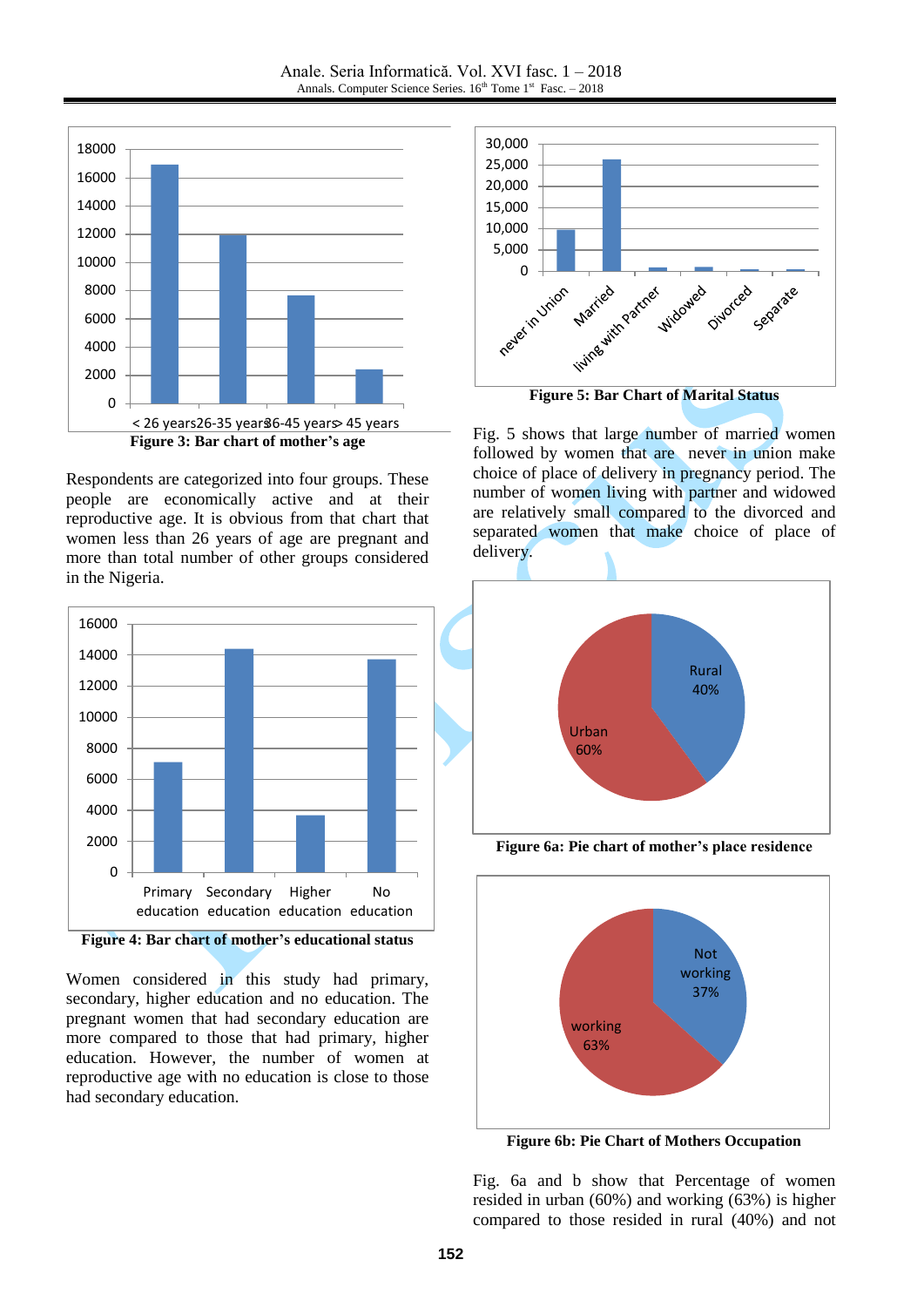Figure 3: Bar chart of mother's age

Respondents are categorized into four groups. These people are economically active and at their reproductive age. It is obvious from that chart that women less than 26 years of age are pregnant and more than total number of other groups considered in the Nigeria.

Figure 4: Bar chart of mother's educational status

Women considered in this study had primary, secondary, higher education and no education. The pregnant women that had secondary education are more compared to those that had primary, higher education. However, the number of women at reproductive age with no education is close to those had secondary education.

Figure 5: Bar Chart of Marital Status

Fig. 5 shows that large number of married women followed by women that are never in union make choice of place of delivery in pregnancy period. The number of women living with partner and widowed are relatively small compared to the divorced and separated women that make choice of place of delivery.

Figure 6a: Pie chart of mother's place residence

Figure 6b: Pie Chart of Mothers Occupation

Fig. 6a and b show that Percentage of women resided in urban (60%) and working (63%) is higher compared to those resided in rural (40%) and not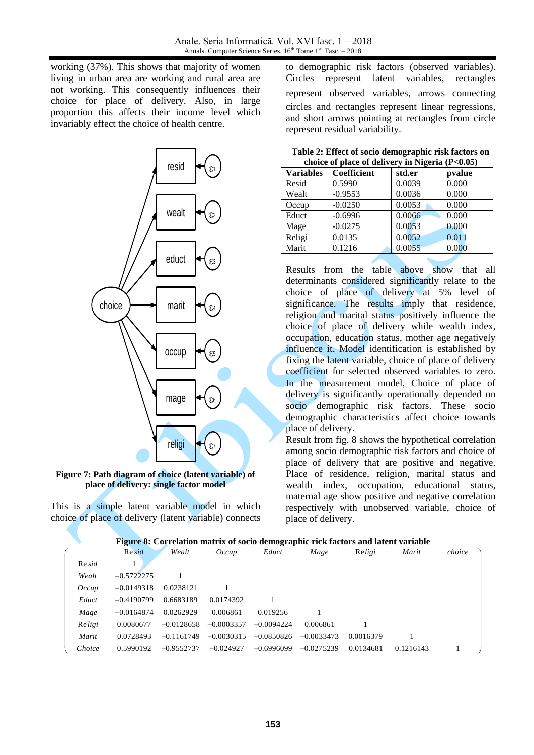working (37%). This shows that majority of women living in urban area are working and rural area are not working. This consequently influences their choice for place of delivery. Also, in large proportion this affects their income level which invariably effect the choice of health centre.

**Figure 7: Path diagram of choice (latent variable) of place of delivery: single factor model**

This is a simple latent variable model in which choice of place of delivery (latent variable) connects to demographic risk factors (observed variables). Circles represent latent variables, rectangles represent observed variables, arrows connecting circles and rectangles represent linear regressions, and short arrows pointing at rectangles from circle represent residual variability.

**Table 2: Effect of socio demographic risk factors on choice of place of delivery in Nigeria (P<0.05)**

| Variables | Coefficient | std.er | pvalue |
|---|---|---|---|
| Resid | 0.5990 | 0.0039 | 0.000 |
| Wealt | -0.9553 | 0.0036 | 0.000 |
| Occup | -0.0250 | 0.0053 | 0.000 |
| Educt | -0.6996 | 0.0066 | 0.000 |
| Mage | -0.0275 | 0.0053 | 0.000 |
| Religi | 0.0135 | 0.0052 | 0.011 |
| Marit | 0.1216 | 0.0055 | 0.000 |

Results from the table above show that all determinants considered significantly relate to the choice of place of delivery at 5% level of significance. The results imply that residence, religion and marital status positively influence the choice of place of delivery while wealth index, occupation, education status, mother age negatively influence it. Model identification is established by fixing the latent variable, choice of place of delivery coefficient for selected observed variables to zero. In the measurement model, Choice of place of delivery is significantly operationally depended on socio demographic risk factors. These socio demographic characteristics affect choice towards place of delivery.

Result from fig. 8 shows the hypothetical correlation among socio demographic risk factors and choice of place of delivery that are positive and negative. Place of residence, religion, marital status and wealth index, occupation, educational status, maternal age show positive and negative correlation respectively with unobserved variable, choice of place of delivery.

**Figure 8: Correlation matrix of socio demographic rick factors and latent variable**

| | Resid | Wealt | Occup | Educt | Mage | Religi | Marit | choice |
|---|---|---|---|---|---|---|---|---|
| Resid | 1 | | | | | | | |
| Wealt | −0.5722275 | 1 | | | | | | |
| Occup | −0.0149318 | 0.0238121 | 1 | | | | | |
| Educt | −0.4190799 | 0.6683189 | 0.0174392 | 1 | | | | |
| Mage | −0.0164874 | 0.0262929 | 0.006861 | 0.019256 | 1 | | | |
| Religi | 0.0080677 | −0.0128658 | −0.0003357 | −0.0094224 | 0.006861 | 1 | | |
| Marit | 0.0728493 | −0.1161749 | −0.0030315 | −0.0850826 | −0.0033473 | 0.0016379 | 1 | |
| Choice | 0.5990192 | −0.9552737 | −0.024927 | −0.6996099 | −0.0275239 | 0.0134681 | 0.1216143 | 1 |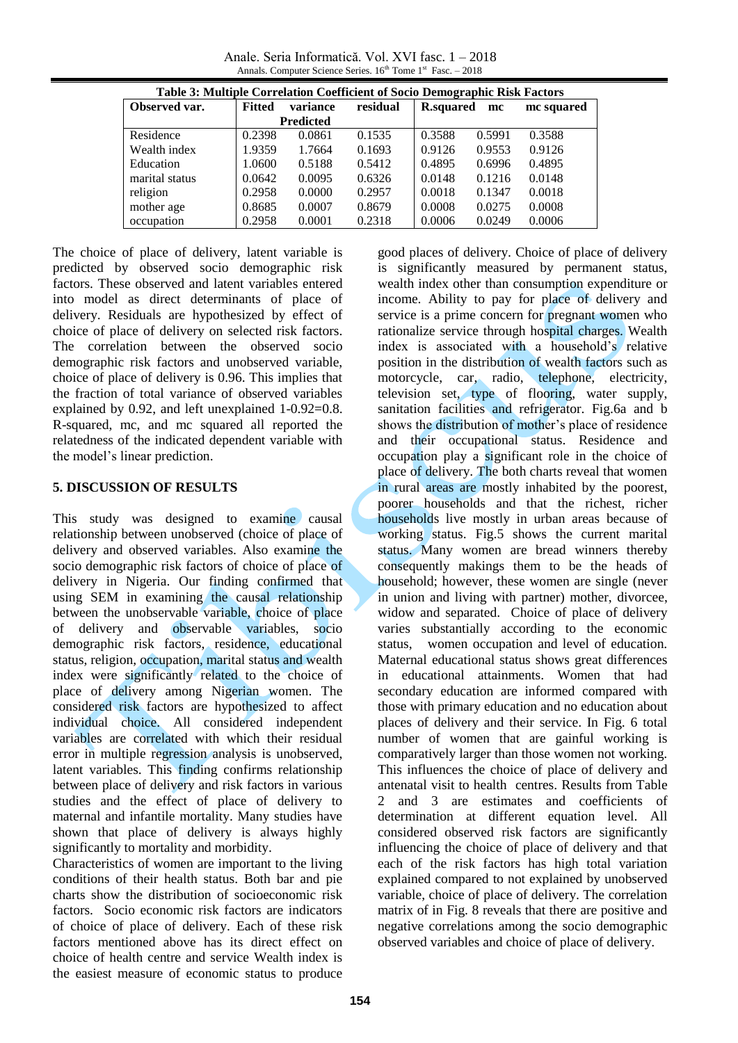**Table 3: Multiple Correlation Coefficient of Socio Demographic Risk Factors**

| Observed var. | Fitted | variance Predicted | residual | R.squared | mc | mc squared |
|---|---|---|---|---|---|---|
| Residence | 0.2398 | 0.0861 | 0.1535 | 0.3588 | 0.5991 | 0.3588 |
| Wealth index | 1.9359 | 1.7664 | 0.1693 | 0.9126 | 0.9553 | 0.9126 |
| Education | 1.0600 | 0.5188 | 0.5412 | 0.4895 | 0.6996 | 0.4895 |
| marital status | 0.0642 | 0.0095 | 0.6326 | 0.0148 | 0.1216 | 0.0148 |
| religion | 0.2958 | 0.0000 | 0.2957 | 0.0018 | 0.1347 | 0.0018 |
| mother age | 0.8685 | 0.0007 | 0.8679 | 0.0008 | 0.0275 | 0.0008 |
| occupation | 0.2958 | 0.0001 | 0.2318 | 0.0006 | 0.0249 | 0.0006 |

The choice of place of delivery, latent variable is predicted by observed socio demographic risk factors. These observed and latent variables entered into model as direct determinants of place of delivery. Residuals are hypothesized by effect of choice of place of delivery on selected risk factors. The correlation between the observed socio demographic risk factors and unobserved variable, choice of place of delivery is 0.96. This implies that the fraction of total variance of observed variables explained by 0.92, and left unexplained 1-0.92=0.8. R-squared, mc, and mc squared all reported the relatedness of the indicated dependent variable with the model's linear prediction.

## 5. DISCUSSION OF RESULTS

This study was designed to examine causal relationship between unobserved (choice of place of delivery and observed variables. Also examine the socio demographic risk factors of choice of place of delivery in Nigeria. Our finding confirmed that using SEM in examining the causal relationship between the unobservable variable, choice of place of delivery and observable variables, socio demographic risk factors, residence, educational status, religion, occupation, marital status and wealth index were significantly related to the choice of place of delivery among Nigerian women. The considered risk factors are hypothesized to affect individual choice. All considered independent variables are correlated with which their residual error in multiple regression analysis is unobserved, latent variables. This finding confirms relationship between place of delivery and risk factors in various studies and the effect of place of delivery to maternal and infantile mortality. Many studies have shown that place of delivery is always highly significantly to mortality and morbidity.

Characteristics of women are important to the living conditions of their health status. Both bar and pie charts show the distribution of socioeconomic risk factors. Socio economic risk factors are indicators of choice of place of delivery. Each of these risk factors mentioned above has its direct effect on choice of health centre and service Wealth index is the easiest measure of economic status to produce good places of delivery. Choice of place of delivery is significantly measured by permanent status, wealth index other than consumption expenditure or income. Ability to pay for place of delivery and service is a prime concern for pregnant women who rationalize service through hospital charges. Wealth index is associated with a household's relative position in the distribution of wealth factors such as motorcycle, car, radio, telephone, electricity, television set, type of flooring, water supply, sanitation facilities and refrigerator. Fig.6a and b shows the distribution of mother's place of residence and their occupational status. Residence and occupation play a significant role in the choice of place of delivery. The both charts reveal that women in rural areas are mostly inhabited by the poorest, poorer households and that the richest, richer households live mostly in urban areas because of working status. Fig.5 shows the current marital status. Many women are bread winners thereby consequently makings them to be the heads of household; however, these women are single (never in union and living with partner) mother, divorcee, widow and separated. Choice of place of delivery varies substantially according to the economic status, women occupation and level of education. Maternal educational status shows great differences in educational attainments. Women that had secondary education are informed compared with those with primary education and no education about places of delivery and their service. In Fig. 6 total number of women that are gainful working is comparatively larger than those women not working. This influences the choice of place of delivery and antenatal visit to health centres. Results from Table 2 and 3 are estimates and coefficients of determination at different equation level. All considered observed risk factors are significantly influencing the choice of place of delivery and that each of the risk factors has high total variation explained compared to not explained by unobserved variable, choice of place of delivery. The correlation matrix of in Fig. 8 reveals that there are positive and negative correlations among the socio demographic observed variables and choice of place of delivery.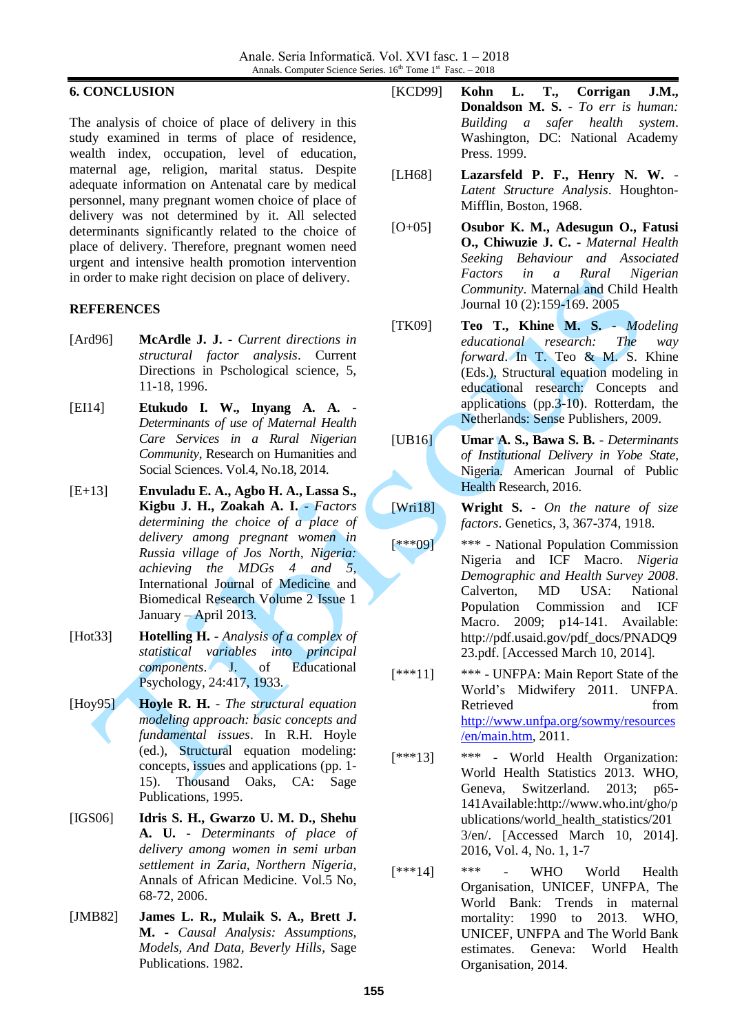## 6. CONCLUSION

The analysis of choice of place of delivery in this study examined in terms of place of residence, wealth index, occupation, level of education, maternal age, religion, marital status. Despite adequate information on Antenatal care by medical personnel, many pregnant women choice of place of delivery was not determined by it. All selected determinants significantly related to the choice of place of delivery. Therefore, pregnant women need urgent and intensive health promotion intervention in order to make right decision on place of delivery.

## REFERENCES

[Ard96] **McArdle J. J.** - *Current directions in structural factor analysis*. Current Directions in Pschological science, 5, 11-18, 1996.

[EI14] **Etukudo I. W., Inyang A. A.** - *Determinants of use of Maternal Health Care Services in a Rural Nigerian Community*, Research on Humanities and Social Sciences. Vol.4, No.18, 2014.

[E+13] **Envuladu E. A., Agbo H. A., Lassa S., Kigbu J. H., Zoakah A. I.** - *Factors determining the choice of a place of delivery among pregnant women in Russia village of Jos North, Nigeria: achieving the MDGs 4 and 5*, International Journal of Medicine and Biomedical Research Volume 2 Issue 1 January – April 2013.

[Hot33] **Hotelling H.** - *Analysis of a complex of statistical variables into principal components*. J. of Educational Psychology, 24:417, 1933.

[Hoy95] **Hoyle R. H.** - *The structural equation modeling approach: basic concepts and fundamental issues*. In R.H. Hoyle (ed.), Structural equation modeling: concepts, issues and applications (pp. 1-15). Thousand Oaks, CA: Sage Publications, 1995.

[IGS06] **Idris S. H., Gwarzo U. M. D., Shehu A. U.** - *Determinants of place of delivery among women in semi urban settlement in Zaria, Northern Nigeria*, Annals of African Medicine. Vol.5 No, 68-72, 2006.

[JMB82] **James L. R., Mulaik S. A., Brett J. M.** - *Causal Analysis: Assumptions, Models, And Data, Beverly Hills*, Sage Publications. 1982.

[KCD99] **Kohn L. T., Corrigan J.M., Donaldson M. S.** - *To err is human: Building a safer health system*. Washington, DC: National Academy Press. 1999.

[LH68] **Lazarsfeld P. F., Henry N. W.** - *Latent Structure Analysis*. Houghton-Mifflin, Boston, 1968.

[O+05] **Osubor K. M., Adesugun O., Fatusi O., Chiwuzie J. C.** - *Maternal Health Seeking Behaviour and Associated Factors in a Rural Nigerian Community*. Maternal and Child Health Journal 10 (2):159-169. 2005

[TK09] **Teo T., Khine M. S.** - *Modeling educational research: The way forward*. In T. Teo & M. S. Khine (Eds.), Structural equation modeling in educational research: Concepts and applications (pp.3-10). Rotterdam, the Netherlands: Sense Publishers, 2009.

[UB16] **Umar A. S., Bawa S. B.** - *Determinants of Institutional Delivery in Yobe State, Nigeria*. American Journal of Public Health Research, 2016.

[Wri18] **Wright S.** - *On the nature of size factors*. Genetics, 3, 367-374, 1918.

[***09] *** - National Population Commission Nigeria and ICF Macro. *Nigeria Demographic and Health Survey 2008*. Calverton, MD USA: National Population Commission and ICF Macro. 2009; p14-141. Available: http://pdf.usaid.gov/pdf_docs/PNADQ923.pdf. [Accessed March 10, 2014].

[***11] *** - UNFPA: Main Report State of the World's Midwifery 2011. UNFPA. Retrieved from http://www.unfpa.org/sowmy/resources/en/main.htm, 2011.

[***13] *** - World Health Organization: World Health Statistics 2013. WHO, Geneva, Switzerland. 2013; p65-141Available:http://www.who.int/gho/publications/world_health_statistics/2013/en/. [Accessed March 10, 2014]. 2016, Vol. 4, No. 1, 1-7

[***14] *** - WHO World Health Organisation, UNICEF, UNFPA, The World Bank: Trends in maternal mortality: 1990 to 2013. WHO, UNICEF, UNFPA and The World Bank estimates. Geneva: World Health Organisation, 2014.